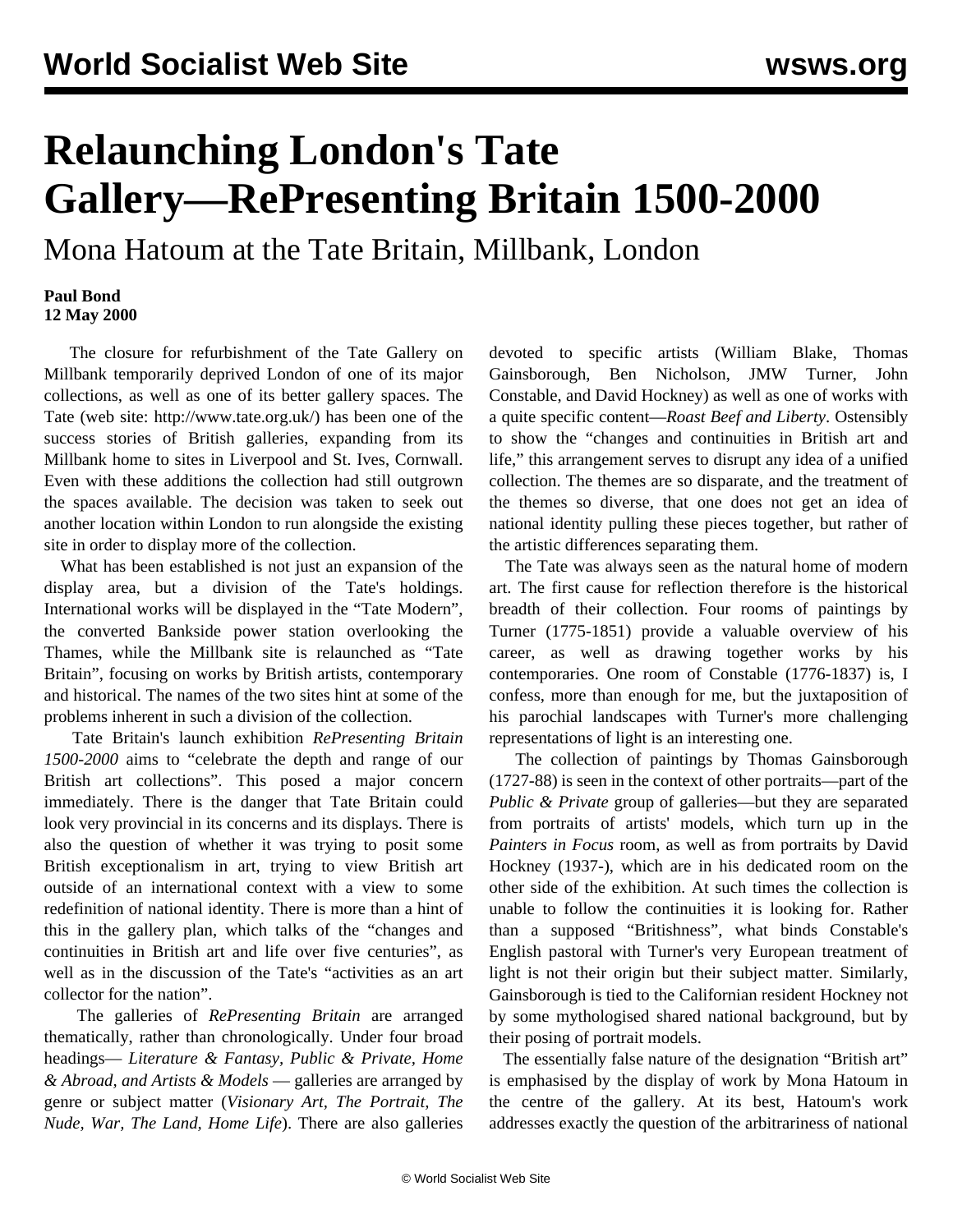# Relaunching London's Tate Gallery—RePresenting Britain 1500-2000

## Mona Hatoum at the Tate Britain, Millbank, London

**Paul Bond**
**12 May 2000**

The closure for refurbishment of the Tate Gallery on Millbank temporarily deprived London of one of its major collections, as well as one of its better gallery spaces. The Tate (web site: http://www.tate.org.uk/) has been one of the success stories of British galleries, expanding from its Millbank home to sites in Liverpool and St. Ives, Cornwall. Even with these additions the collection had still outgrown the spaces available. The decision was taken to seek out another location within London to run alongside the existing site in order to display more of the collection.

What has been established is not just an expansion of the display area, but a division of the Tate's holdings. International works will be displayed in the "Tate Modern", the converted Bankside power station overlooking the Thames, while the Millbank site is relaunched as "Tate Britain", focusing on works by British artists, contemporary and historical. The names of the two sites hint at some of the problems inherent in such a division of the collection.

Tate Britain's launch exhibition *RePresenting Britain 1500-2000* aims to "celebrate the depth and range of our British art collections". This posed a major concern immediately. There is the danger that Tate Britain could look very provincial in its concerns and its displays. There is also the question of whether it was trying to posit some British exceptionalism in art, trying to view British art outside of an international context with a view to some redefinition of national identity. There is more than a hint of this in the gallery plan, which talks of the "changes and continuities in British art and life over five centuries", as well as in the discussion of the Tate's "activities as an art collector for the nation".

The galleries of *RePresenting Britain* are arranged thematically, rather than chronologically. Under four broad headings— *Literature & Fantasy, Public & Private, Home & Abroad, and Artists & Models* — galleries are arranged by genre or subject matter (*Visionary Art, The Portrait, The Nude, War, The Land, Home Life*). There are also galleries devoted to specific artists (William Blake, Thomas Gainsborough, Ben Nicholson, JMW Turner, John Constable, and David Hockney) as well as one of works with a quite specific content—*Roast Beef and Liberty*. Ostensibly to show the "changes and continuities in British art and life," this arrangement serves to disrupt any idea of a unified collection. The themes are so disparate, and the treatment of the themes so diverse, that one does not get an idea of national identity pulling these pieces together, but rather of the artistic differences separating them.

The Tate was always seen as the natural home of modern art. The first cause for reflection therefore is the historical breadth of their collection. Four rooms of paintings by Turner (1775-1851) provide a valuable overview of his career, as well as drawing together works by his contemporaries. One room of Constable (1776-1837) is, I confess, more than enough for me, but the juxtaposition of his parochial landscapes with Turner's more challenging representations of light is an interesting one.

The collection of paintings by Thomas Gainsborough (1727-88) is seen in the context of other portraits—part of the *Public & Private* group of galleries—but they are separated from portraits of artists' models, which turn up in the *Painters in Focus* room, as well as from portraits by David Hockney (1937-), which are in his dedicated room on the other side of the exhibition. At such times the collection is unable to follow the continuities it is looking for. Rather than a supposed "Britishness", what binds Constable's English pastoral with Turner's very European treatment of light is not their origin but their subject matter. Similarly, Gainsborough is tied to the Californian resident Hockney not by some mythologised shared national background, but by their posing of portrait models.

The essentially false nature of the designation "British art" is emphasised by the display of work by Mona Hatoum in the centre of the gallery. At its best, Hatoum's work addresses exactly the question of the arbitrariness of national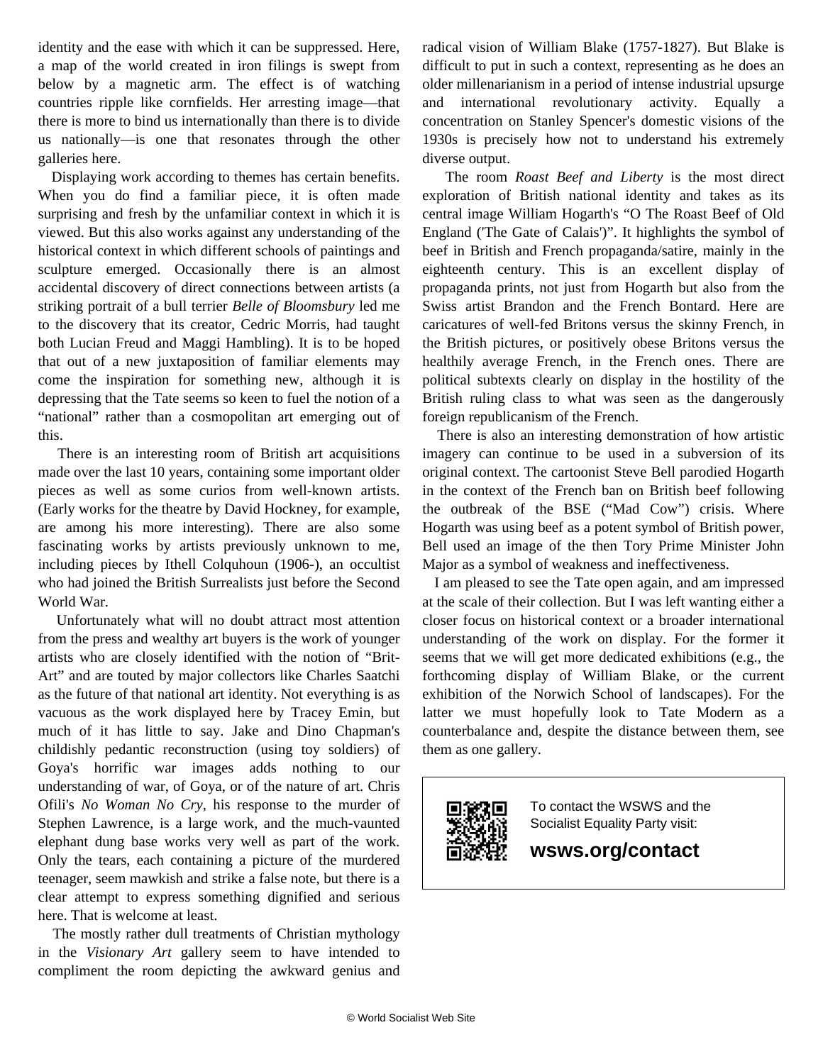identity and the ease with which it can be suppressed. Here, a map of the world created in iron filings is swept from below by a magnetic arm. The effect is of watching countries ripple like cornfields. Her arresting image—that there is more to bind us internationally than there is to divide us nationally—is one that resonates through the other galleries here.

Displaying work according to themes has certain benefits. When you do find a familiar piece, it is often made surprising and fresh by the unfamiliar context in which it is viewed. But this also works against any understanding of the historical context in which different schools of paintings and sculpture emerged. Occasionally there is an almost accidental discovery of direct connections between artists (a striking portrait of a bull terrier *Belle of Bloomsbury* led me to the discovery that its creator, Cedric Morris, had taught both Lucian Freud and Maggi Hambling). It is to be hoped that out of a new juxtaposition of familiar elements may come the inspiration for something new, although it is depressing that the Tate seems so keen to fuel the notion of a "national" rather than a cosmopolitan art emerging out of this.

There is an interesting room of British art acquisitions made over the last 10 years, containing some important older pieces as well as some curios from well-known artists. (Early works for the theatre by David Hockney, for example, are among his more interesting). There are also some fascinating works by artists previously unknown to me, including pieces by Ithell Colquhoun (1906-), an occultist who had joined the British Surrealists just before the Second World War.

Unfortunately what will no doubt attract most attention from the press and wealthy art buyers is the work of younger artists who are closely identified with the notion of "Brit-Art" and are touted by major collectors like Charles Saatchi as the future of that national art identity. Not everything is as vacuous as the work displayed here by Tracey Emin, but much of it has little to say. Jake and Dino Chapman's childishly pedantic reconstruction (using toy soldiers) of Goya's horrific war images adds nothing to our understanding of war, of Goya, or of the nature of art. Chris Ofili's *No Woman No Cry*, his response to the murder of Stephen Lawrence, is a large work, and the much-vaunted elephant dung base works very well as part of the work. Only the tears, each containing a picture of the murdered teenager, seem mawkish and strike a false note, but there is a clear attempt to express something dignified and serious here. That is welcome at least.

The mostly rather dull treatments of Christian mythology in the *Visionary Art* gallery seem to have intended to compliment the room depicting the awkward genius and radical vision of William Blake (1757-1827). But Blake is difficult to put in such a context, representing as he does an older millenarianism in a period of intense industrial upsurge and international revolutionary activity. Equally a concentration on Stanley Spencer's domestic visions of the 1930s is precisely how not to understand his extremely diverse output.

The room *Roast Beef and Liberty* is the most direct exploration of British national identity and takes as its central image William Hogarth's "O The Roast Beef of Old England ('The Gate of Calais')". It highlights the symbol of beef in British and French propaganda/satire, mainly in the eighteenth century. This is an excellent display of propaganda prints, not just from Hogarth but also from the Swiss artist Brandon and the French Bontard. Here are caricatures of well-fed Britons versus the skinny French, in the British pictures, or positively obese Britons versus the healthily average French, in the French ones. There are political subtexts clearly on display in the hostility of the British ruling class to what was seen as the dangerously foreign republicanism of the French.

There is also an interesting demonstration of how artistic imagery can continue to be used in a subversion of its original context. The cartoonist Steve Bell parodied Hogarth in the context of the French ban on British beef following the outbreak of the BSE ("Mad Cow") crisis. Where Hogarth was using beef as a potent symbol of British power, Bell used an image of the then Tory Prime Minister John Major as a symbol of weakness and ineffectiveness.

I am pleased to see the Tate open again, and am impressed at the scale of their collection. But I was left wanting either a closer focus on historical context or a broader international understanding of the work on display. For the former it seems that we will get more dedicated exhibitions (e.g., the forthcoming display of William Blake, or the current exhibition of the Norwich School of landscapes). For the latter we must hopefully look to Tate Modern as a counterbalance and, despite the distance between them, see them as one gallery.

To contact the WSWS and the Socialist Equality Party visit:

**wsws.org/contact**